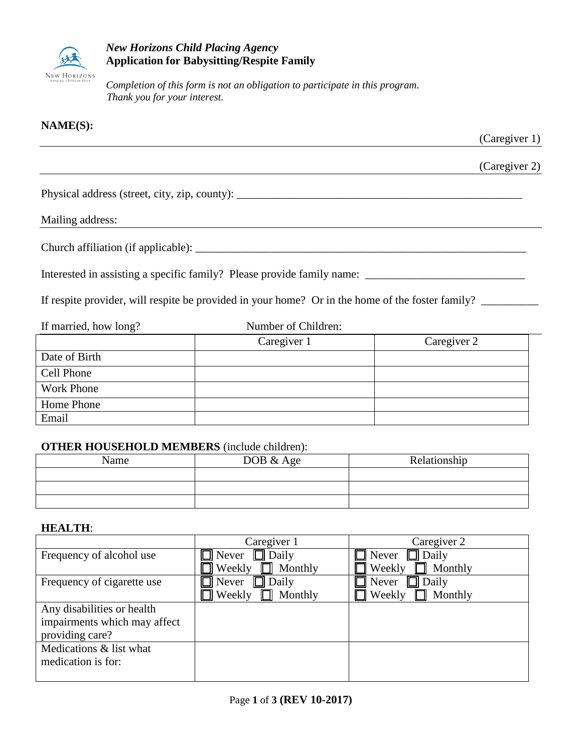*New Horizons Child Placing Agency*
**Application for Babysitting/Respite Family**

*Completion of this form is not an obligation to participate in this program.*
*Thank you for your interest.*

**NAME(S):**

______________________________________________________________ (Caregiver 1)

______________________________________________________________ (Caregiver 2)

Physical address (street, city, zip, county): ____________________________________________________

Mailing address: ______________________________________________________________

Church affiliation (if applicable): ____________________________________________________________

Interested in assisting a specific family? Please provide family name: ___________________________

If respite provider, will respite be provided in your home? Or in the home of the foster family? __________

If married, how long? Number of Children:

| | Caregiver 1 | Caregiver 2 |
|---|---|---|
| Date of Birth | | |
| Cell Phone | | |
| Work Phone | | |
| Home Phone | | |
| Email | | |

**OTHER HOUSEHOLD MEMBERS** (include children):

| Name | DOB & Age | Relationship |
|---|---|---|
| | | |
| | | |
| | | |

**HEALTH**:

| | Caregiver 1 | Caregiver 2 |
|---|---|---|
| Frequency of alcohol use | ☐ Never ☐ Daily ☐ Weekly ☐ Monthly | ☐ Never ☐ Daily ☐ Weekly ☐ Monthly |
| Frequency of cigarette use | ☐ Never ☐ Daily ☐ Weekly ☐ Monthly | ☐ Never ☐ Daily ☐ Weekly ☐ Monthly |
| Any disabilities or health impairments which may affect providing care? | | |
| Medications & list what medication is for: | | |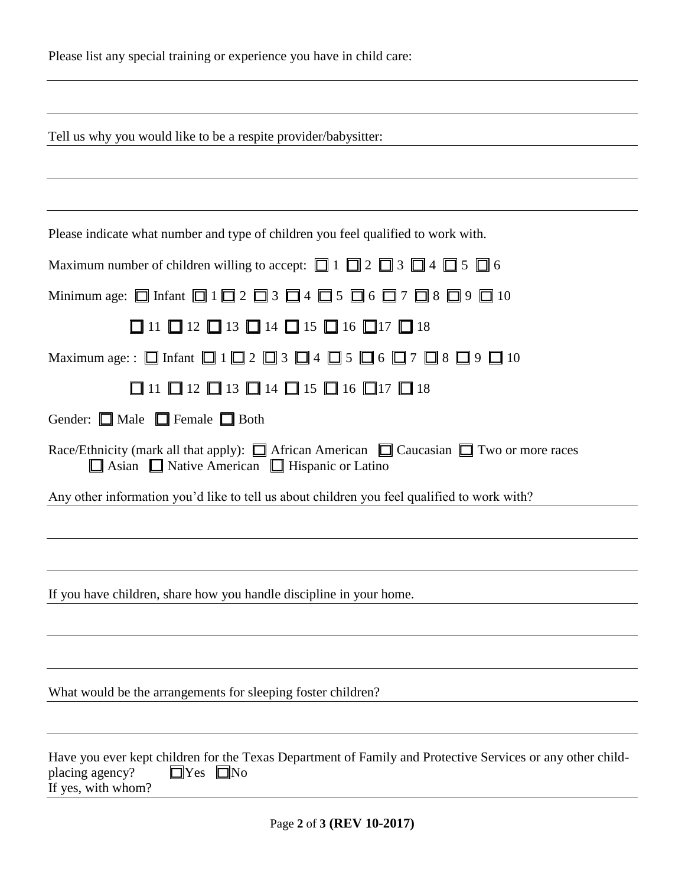Please list any special training or experience you have in child care:

\_\_\_\_\_\_\_\_\_\_\_\_\_\_\_\_\_\_\_\_\_\_\_\_\_\_\_\_\_\_\_\_\_\_\_\_\_\_\_\_\_\_\_\_\_\_\_\_\_\_\_\_\_\_\_\_\_\_\_\_\_\_\_\_\_\_\_\_\_\_

\_\_\_\_\_\_\_\_\_\_\_\_\_\_\_\_\_\_\_\_\_\_\_\_\_\_\_\_\_\_\_\_\_\_\_\_\_\_\_\_\_\_\_\_\_\_\_\_\_\_\_\_\_\_\_\_\_\_\_\_\_\_\_\_\_\_\_\_\_\_

Tell us why you would like to be a respite provider/babysitter:

\_\_\_\_\_\_\_\_\_\_\_\_\_\_\_\_\_\_\_\_\_\_\_\_\_\_\_\_\_\_\_\_\_\_\_\_\_\_\_\_\_\_\_\_\_\_\_\_\_\_\_\_\_\_\_\_\_\_\_\_\_\_\_\_\_\_\_\_\_\_

\_\_\_\_\_\_\_\_\_\_\_\_\_\_\_\_\_\_\_\_\_\_\_\_\_\_\_\_\_\_\_\_\_\_\_\_\_\_\_\_\_\_\_\_\_\_\_\_\_\_\_\_\_\_\_\_\_\_\_\_\_\_\_\_\_\_\_\_\_\_

Please indicate what number and type of children you feel qualified to work with.

Maximum number of children willing to accept: ☐ 1 ☐ 2 ☐ 3 ☐ 4 ☐ 5 ☐ 6

Minimum age: ☐ Infant ☐ 1 ☐ 2 ☐ 3 ☐ 4 ☐ 5 ☐ 6 ☐ 7 ☐ 8 ☐ 9 ☐ 10 ☐ 11 ☐ 12 ☐ 13 ☐ 14 ☐ 15 ☐ 16 ☐ 17 ☐ 18

Maximum age: : ☐ Infant ☐ 1 ☐ 2 ☐ 3 ☐ 4 ☐ 5 ☐ 6 ☐ 7 ☐ 8 ☐ 9 ☐ 10 ☐ 11 ☐ 12 ☐ 13 ☐ 14 ☐ 15 ☐ 16 ☐ 17 ☐ 18

Gender: ☐ Male ☐ Female ☐ Both

Race/Ethnicity (mark all that apply): ☐ African American ☐ Caucasian ☐ Two or more races ☐ Asian ☐ Native American ☐ Hispanic or Latino

Any other information you'd like to tell us about children you feel qualified to work with?

\_\_\_\_\_\_\_\_\_\_\_\_\_\_\_\_\_\_\_\_\_\_\_\_\_\_\_\_\_\_\_\_\_\_\_\_\_\_\_\_\_\_\_\_\_\_\_\_\_\_\_\_\_\_\_\_\_\_\_\_\_\_\_\_\_\_\_\_\_\_

\_\_\_\_\_\_\_\_\_\_\_\_\_\_\_\_\_\_\_\_\_\_\_\_\_\_\_\_\_\_\_\_\_\_\_\_\_\_\_\_\_\_\_\_\_\_\_\_\_\_\_\_\_\_\_\_\_\_\_\_\_\_\_\_\_\_\_\_\_\_

If you have children, share how you handle discipline in your home.

\_\_\_\_\_\_\_\_\_\_\_\_\_\_\_\_\_\_\_\_\_\_\_\_\_\_\_\_\_\_\_\_\_\_\_\_\_\_\_\_\_\_\_\_\_\_\_\_\_\_\_\_\_\_\_\_\_\_\_\_\_\_\_\_\_\_\_\_\_\_

\_\_\_\_\_\_\_\_\_\_\_\_\_\_\_\_\_\_\_\_\_\_\_\_\_\_\_\_\_\_\_\_\_\_\_\_\_\_\_\_\_\_\_\_\_\_\_\_\_\_\_\_\_\_\_\_\_\_\_\_\_\_\_\_\_\_\_\_\_\_

What would be the arrangements for sleeping foster children?

\_\_\_\_\_\_\_\_\_\_\_\_\_\_\_\_\_\_\_\_\_\_\_\_\_\_\_\_\_\_\_\_\_\_\_\_\_\_\_\_\_\_\_\_\_\_\_\_\_\_\_\_\_\_\_\_\_\_\_\_\_\_\_\_\_\_\_\_\_\_

Have you ever kept children for the Texas Department of Family and Protective Services or any other child-placing agency? ☐ Yes ☐ No

If yes, with whom? \_\_\_\_\_\_\_\_\_\_\_\_\_\_\_\_\_\_\_\_\_\_\_\_\_\_\_\_\_\_\_\_\_\_\_\_\_\_\_\_\_\_\_\_\_\_\_\_\_\_\_\_\_\_

(REV 10-2017)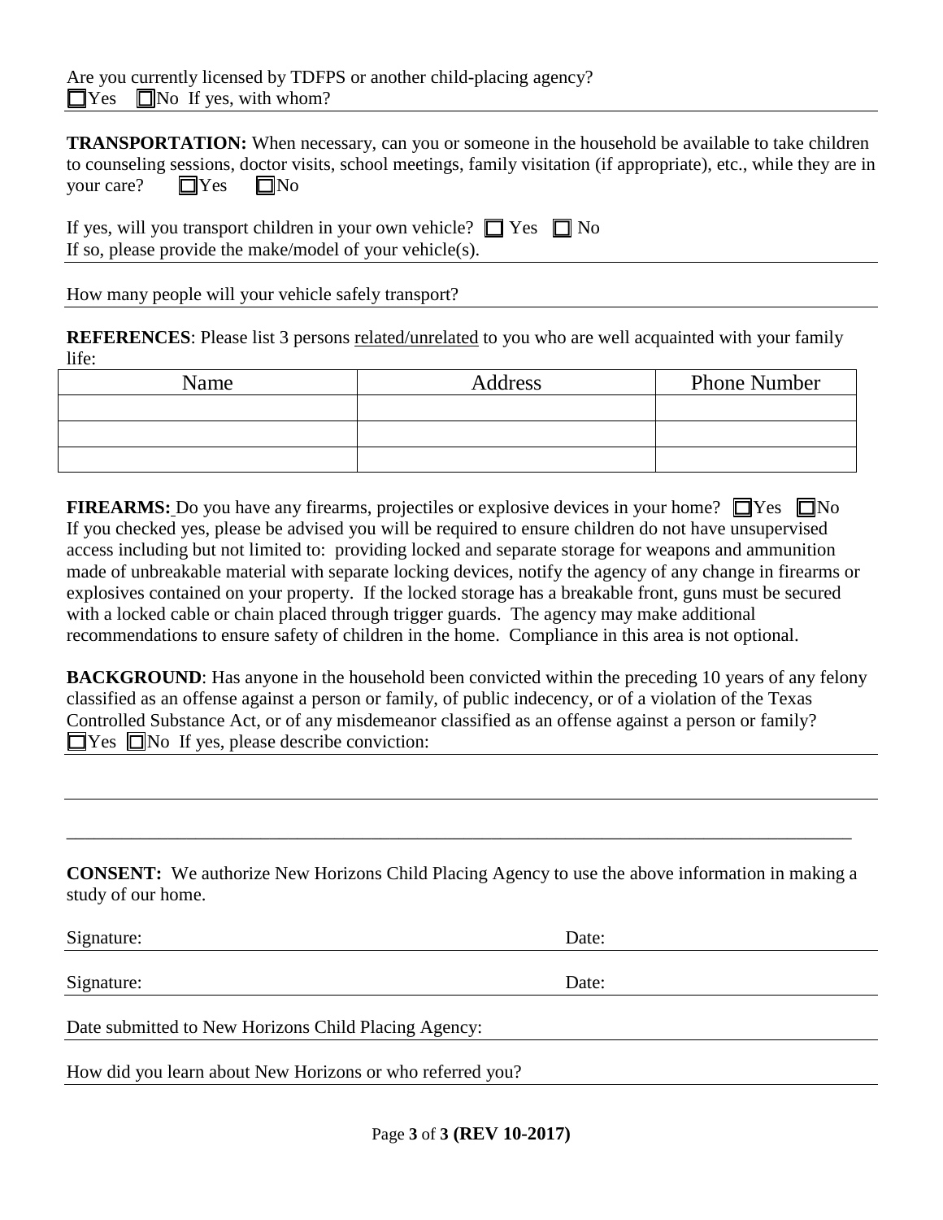Are you currently licensed by TDFPS or another child-placing agency?
☐Yes ☐No If yes, with whom?

**TRANSPORTATION:** When necessary, can you or someone in the household be available to take children to counseling sessions, doctor visits, school meetings, family visitation (if appropriate), etc., while they are in your care? ☐Yes ☐No

If yes, will you transport children in your own vehicle? ☐ Yes ☐ No
If so, please provide the make/model of your vehicle(s).

How many people will your vehicle safely transport?

**REFERENCES**: Please list 3 persons related/unrelated to you who are well acquainted with your family life:

| Name | Address | Phone Number |
|---|---|---|
| | | |
| | | |
| | | |

**FIREARMS:** Do you have any firearms, projectiles or explosive devices in your home? ☐Yes ☐No
If you checked yes, please be advised you will be required to ensure children do not have unsupervised access including but not limited to: providing locked and separate storage for weapons and ammunition made of unbreakable material with separate locking devices, notify the agency of any change in firearms or explosives contained on your property. If the locked storage has a breakable front, guns must be secured with a locked cable or chain placed through trigger guards. The agency may make additional recommendations to ensure safety of children in the home. Compliance in this area is not optional.

**BACKGROUND**: Has anyone in the household been convicted within the preceding 10 years of any felony classified as an offense against a person or family, of public indecency, or of a violation of the Texas Controlled Substance Act, or of any misdemeanor classified as an offense against a person or family?
☐Yes ☐No If yes, please describe conviction:

______________________________________________________________________________

______________________________________________________________________________

**CONSENT:** We authorize New Horizons Child Placing Agency to use the above information in making a study of our home.

Signature: Date:

Signature: Date:

Date submitted to New Horizons Child Placing Agency:

How did you learn about New Horizons or who referred you?